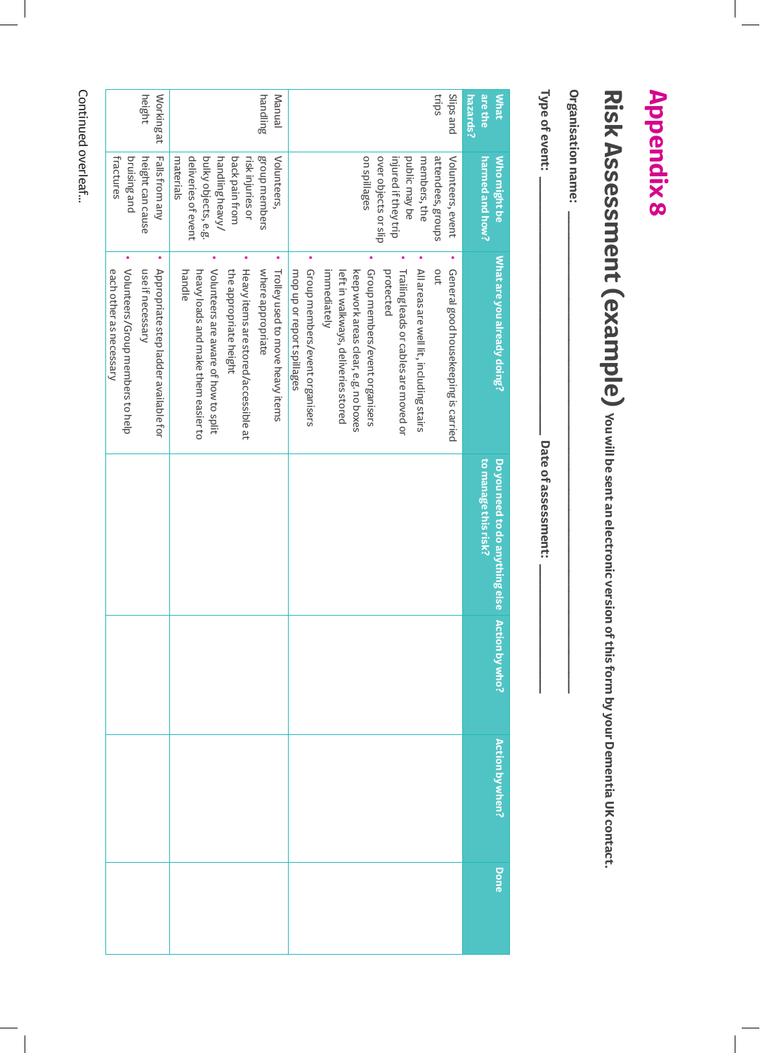# Appendix 8

## Risk Assessment (example)

You will be sent an electronic version of this form by your Dementia UK contact.

**Organisation name:** ______________________________

**Type of event:** ______________________ **Date of assessment:** ______________

| What are the hazards? | Who might be harmed and how? | What are you already doing? | Do you need to do anything else to manage this risk? | Action by who? | Action by when? | Done |
|---|---|---|---|---|---|---|
| Slips and trips | Volunteers, event attendees, groups members, the public may be injured if they trip over objects or slip on spillages | • General good housekeeping is carried out<br>• All areas are well lit, including stairs<br>• Trailing leads or cables are moved or protected<br>• Group members/event organisers keep work areas clear, e.g. no boxes left in walkways, deliveries stored immediately<br>• Group members/event organisers mop up or report spillages | | | | |
| Manual handling | Volunteers, group members risk injuries or back pain from handling heavy/bulky objects, e.g. deliveries of event materials | • Trolley used to move heavy items where appropriate<br>• Heavy items are stored/accessible at the appropriate height<br>• Volunteers are aware of how to split heavy loads and make them easier to handle | | | | |
| Working at height | Falls from any height can cause bruising and fractures | • Appropriate step ladder available for use if necessary<br>• Volunteers/Group members to help each other as necessary | | | | |

Continued overleaf...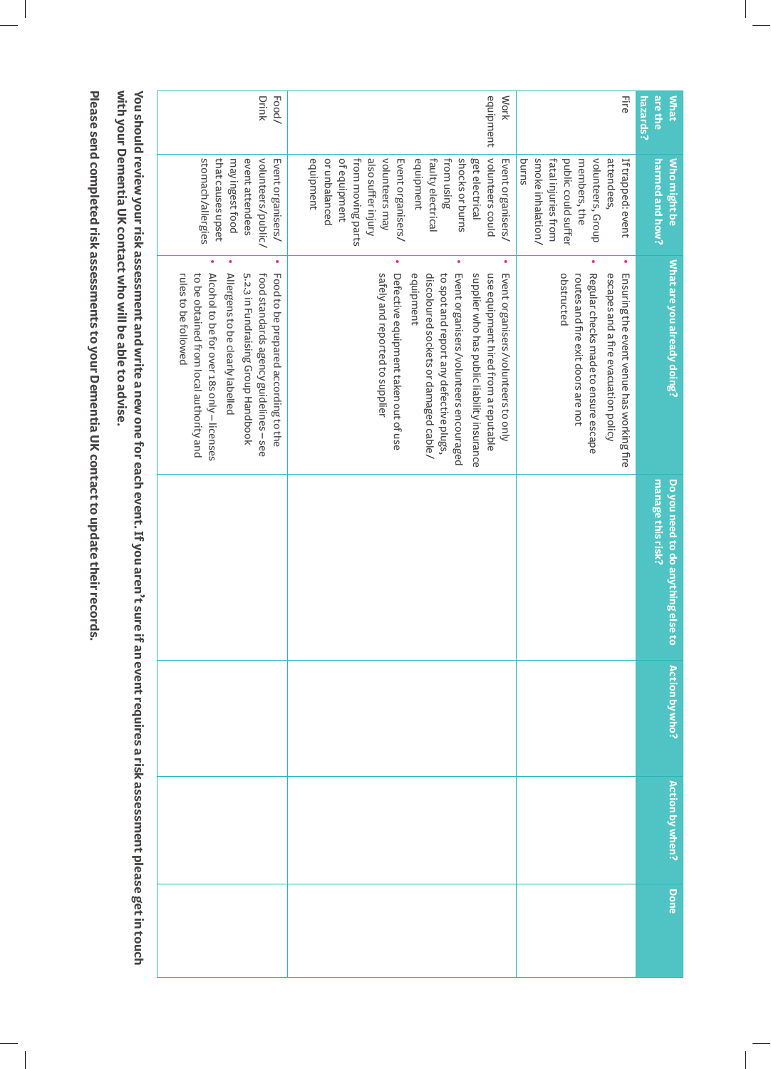| What are the hazards? | Who might be harmed and how? | What are you already doing? | Do you need to do anything else to manage this risk? | Action by who? | Action by when? | Done |
|---|---|---|---|---|---|---|
| Fire | If trapped: event attendees, volunteers, Group members, the public could suffer fatal injuries from smoke inhalation/burns | • Ensuring the event venue has working fire escapes and a fire evacuation policy<br>• Regular checks made to ensure escape routes and fire exit doors are not obstructed | | | | |
| Work equipment | Event organisers/volunteers could get electrical shocks or burns from using faulty electrical equipment<br>Event organisers/volunteers may also suffer injury from moving parts of equipment or unbalanced equipment | • Event organisers/volunteers to only use equipment hired from a reputable supplier who has public liability insurance<br>• Event organisers/volunteers encouraged to spot and report any defective plugs, discoloured sockets or damaged cable/equipment<br>• Defective equipment taken out of use safely and reported to supplier | | | | |
| Food/Drink | Event organisers/volunteers/public/event attendees may ingest food that causes upset stomach/allergies | • Food to be prepared according to the food standards agency guidelines – see 5.2.3 in Fundraising Group Handbook<br>• Allergens to be clearly labelled<br>• Alcohol to be for over 18s only – licenses to be obtained from local authority and rules to be followed | | | | |
| | | | | | | |

**You should review your risk assessment and write a new one for each event. If you aren't sure if an event requires a risk assessment please get in touch with your Dementia UK contact who will be able to advise.**

**Please send completed risk assessments to your Dementia UK contact to update their records.**